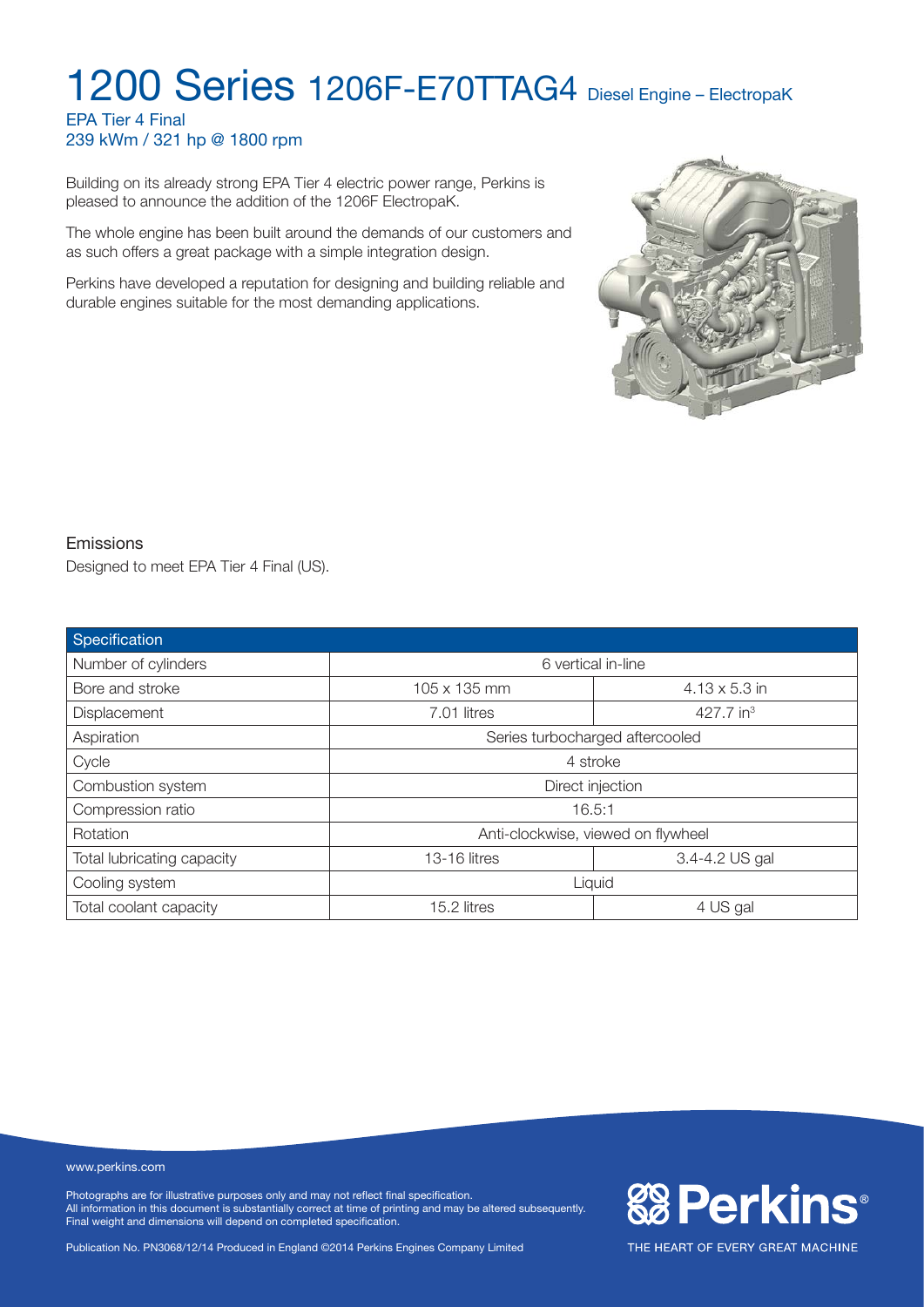# 1200 Series 1206F-E70TTAG4 Diesel Engine – ElectropaK

EPA Tier 4 Final
239 kWm / 321 hp @ 1800 rpm

Building on its already strong EPA Tier 4 electric power range, Perkins is pleased to announce the addition of the 1206F ElectropaK.

The whole engine has been built around the demands of our customers and as such offers a great package with a simple integration design.

Perkins have developed a reputation for designing and building reliable and durable engines suitable for the most demanding applications.

## Emissions

Designed to meet EPA Tier 4 Final (US).

| Specification | | |
|---|---|---|
| Number of cylinders | 6 vertical in-line | |
| Bore and stroke | 105 x 135 mm | 4.13 x 5.3 in |
| Displacement | 7.01 litres | 427.7 in$^3$ |
| Aspiration | Series turbocharged aftercooled | |
| Cycle | 4 stroke | |
| Combustion system | Direct injection | |
| Compression ratio | 16.5:1 | |
| Rotation | Anti-clockwise, viewed on flywheel | |
| Total lubricating capacity | 13-16 litres | 3.4-4.2 US gal |
| Cooling system | Liquid | |
| Total coolant capacity | 15.2 litres | 4 US gal |

www.perkins.com

Photographs are for illustrative purposes only and may not reflect final specification.
All information in this document is substantially correct at time of printing and may be altered subsequently.
Final weight and dimensions will depend on completed specification.

Publication No. PN3068/12/14 Produced in England ©2014 Perkins Engines Company Limited

Perkins®

THE HEART OF EVERY GREAT MACHINE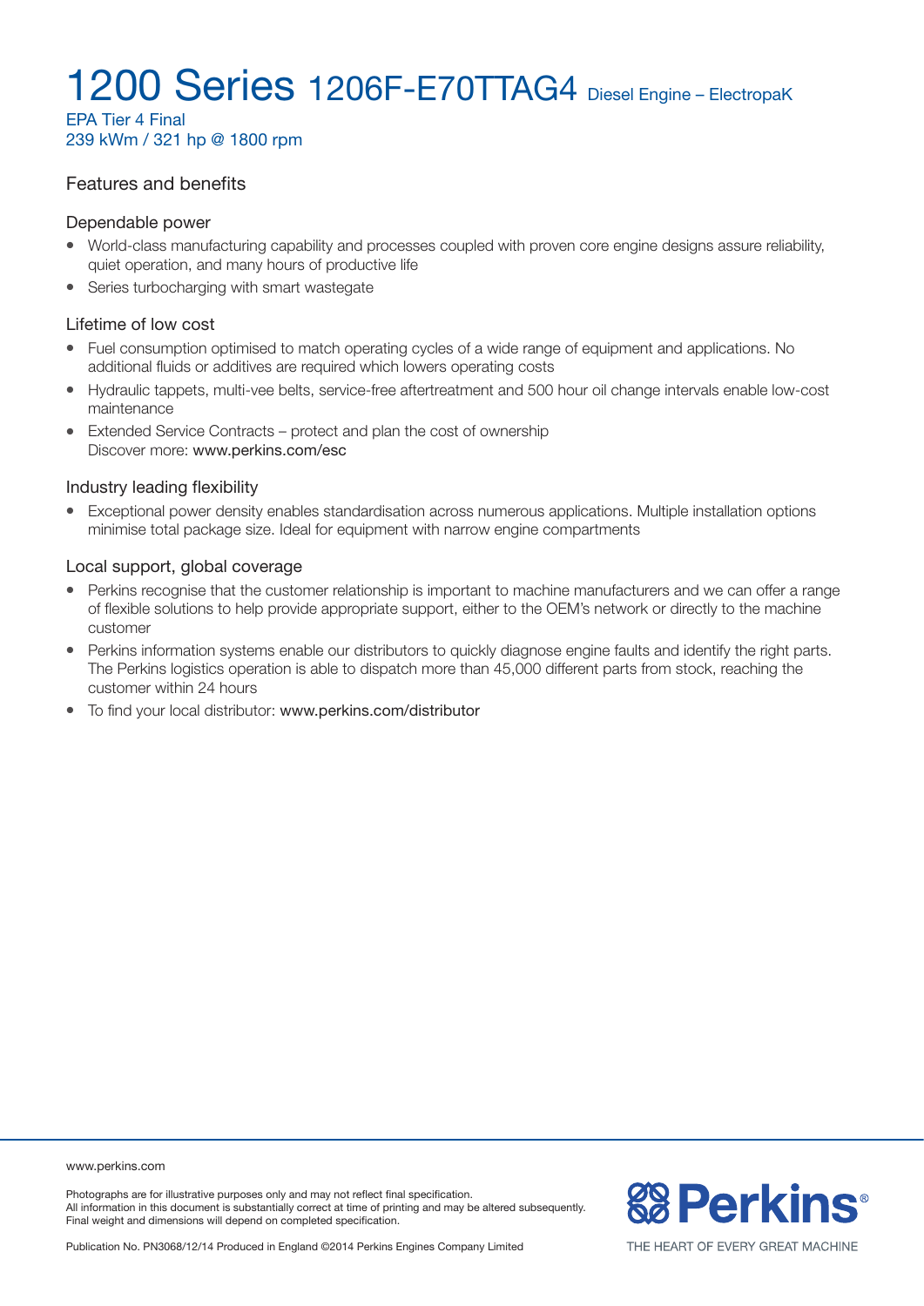# 1200 Series 1206F-E70TTAG4 Diesel Engine – ElectropaK

EPA Tier 4 Final
239 kWm / 321 hp @ 1800 rpm

## Features and benefits

### Dependable power

- World-class manufacturing capability and processes coupled with proven core engine designs assure reliability, quiet operation, and many hours of productive life
- Series turbocharging with smart wastegate

### Lifetime of low cost

- Fuel consumption optimised to match operating cycles of a wide range of equipment and applications. No additional fluids or additives are required which lowers operating costs
- Hydraulic tappets, multi-vee belts, service-free aftertreatment and 500 hour oil change intervals enable low-cost maintenance
- Extended Service Contracts – protect and plan the cost of ownership
  Discover more: www.perkins.com/esc

### Industry leading flexibility

- Exceptional power density enables standardisation across numerous applications. Multiple installation options minimise total package size. Ideal for equipment with narrow engine compartments

### Local support, global coverage

- Perkins recognise that the customer relationship is important to machine manufacturers and we can offer a range of flexible solutions to help provide appropriate support, either to the OEM's network or directly to the machine customer
- Perkins information systems enable our distributors to quickly diagnose engine faults and identify the right parts. The Perkins logistics operation is able to dispatch more than 45,000 different parts from stock, reaching the customer within 24 hours
- To find your local distributor: www.perkins.com/distributor

www.perkins.com

Photographs are for illustrative purposes only and may not reflect final specification.
All information in this document is substantially correct at time of printing and may be altered subsequently.
Final weight and dimensions will depend on completed specification.

Publication No. PN3068/12/14 Produced in England ©2014 Perkins Engines Company Limited

Perkins® THE HEART OF EVERY GREAT MACHINE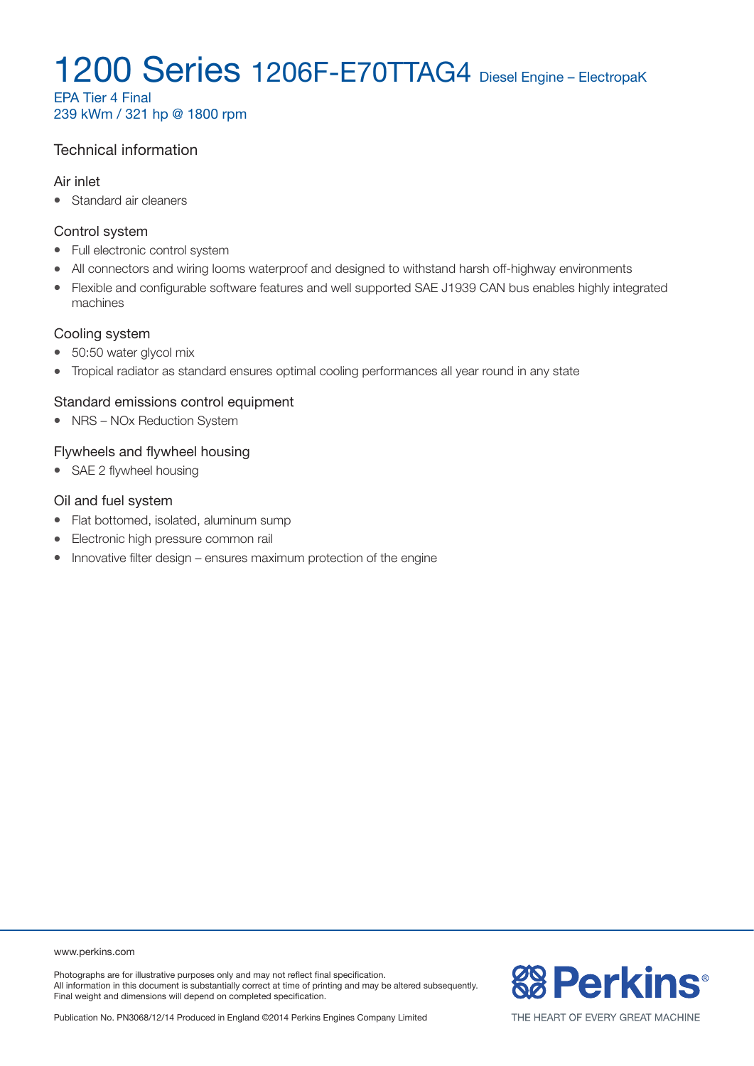# 1200 Series 1206F-E70TTAG4 Diesel Engine – ElectropaK

EPA Tier 4 Final
239 kWm / 321 hp @ 1800 rpm

## Technical information

### Air inlet

- Standard air cleaners

### Control system

- Full electronic control system
- All connectors and wiring looms waterproof and designed to withstand harsh off-highway environments
- Flexible and configurable software features and well supported SAE J1939 CAN bus enables highly integrated machines

### Cooling system

- 50:50 water glycol mix
- Tropical radiator as standard ensures optimal cooling performances all year round in any state

### Standard emissions control equipment

- NRS – NOx Reduction System

### Flywheels and flywheel housing

- SAE 2 flywheel housing

### Oil and fuel system

- Flat bottomed, isolated, aluminum sump
- Electronic high pressure common rail
- Innovative filter design – ensures maximum protection of the engine

www.perkins.com

Photographs are for illustrative purposes only and may not reflect final specification.
All information in this document is substantially correct at time of printing and may be altered subsequently.
Final weight and dimensions will depend on completed specification.

Publication No. PN3068/12/14 Produced in England ©2014 Perkins Engines Company Limited

Perkins®

THE HEART OF EVERY GREAT MACHINE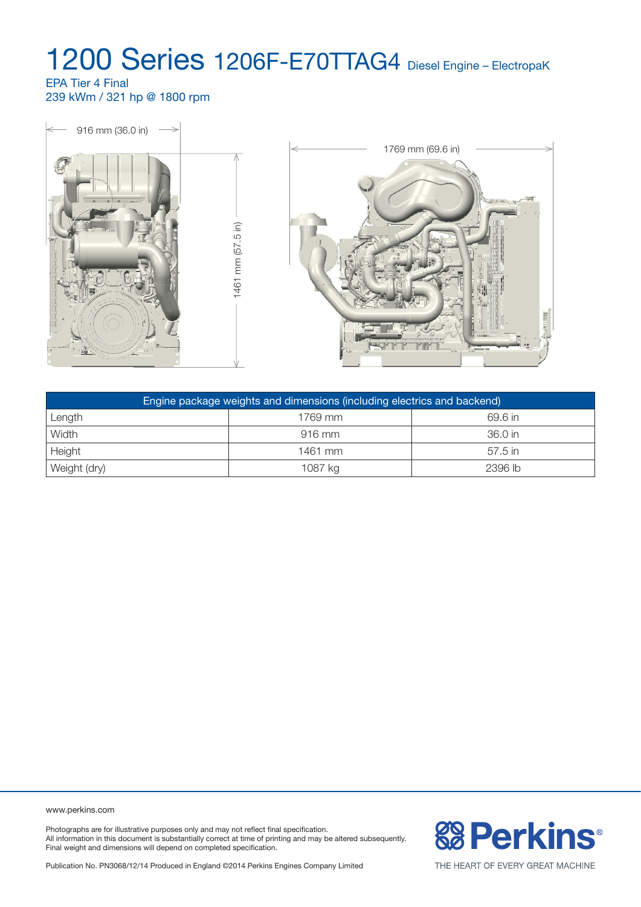# 1200 Series 1206F-E70TTAG4 Diesel Engine – ElectropaK

EPA Tier 4 Final
239 kWm / 321 hp @ 1800 rpm

916 mm (36.0 in)

1461 mm (57.5 in)

1769 mm (69.6 in)

| Engine package weights and dimensions (including electrics and backend) | | |
|---|---|---|
| Length | 1769 mm | 69.6 in |
| Width | 916 mm | 36.0 in |
| Height | 1461 mm | 57.5 in |
| Weight (dry) | 1087 kg | 2396 lb |

www.perkins.com

Photographs are for illustrative purposes only and may not reflect final specification.
All information in this document is substantially correct at time of printing and may be altered subsequently.
Final weight and dimensions will depend on completed specification.

Publication No. PN3068/12/14 Produced in England ©2014 Perkins Engines Company Limited

Perkins®

THE HEART OF EVERY GREAT MACHINE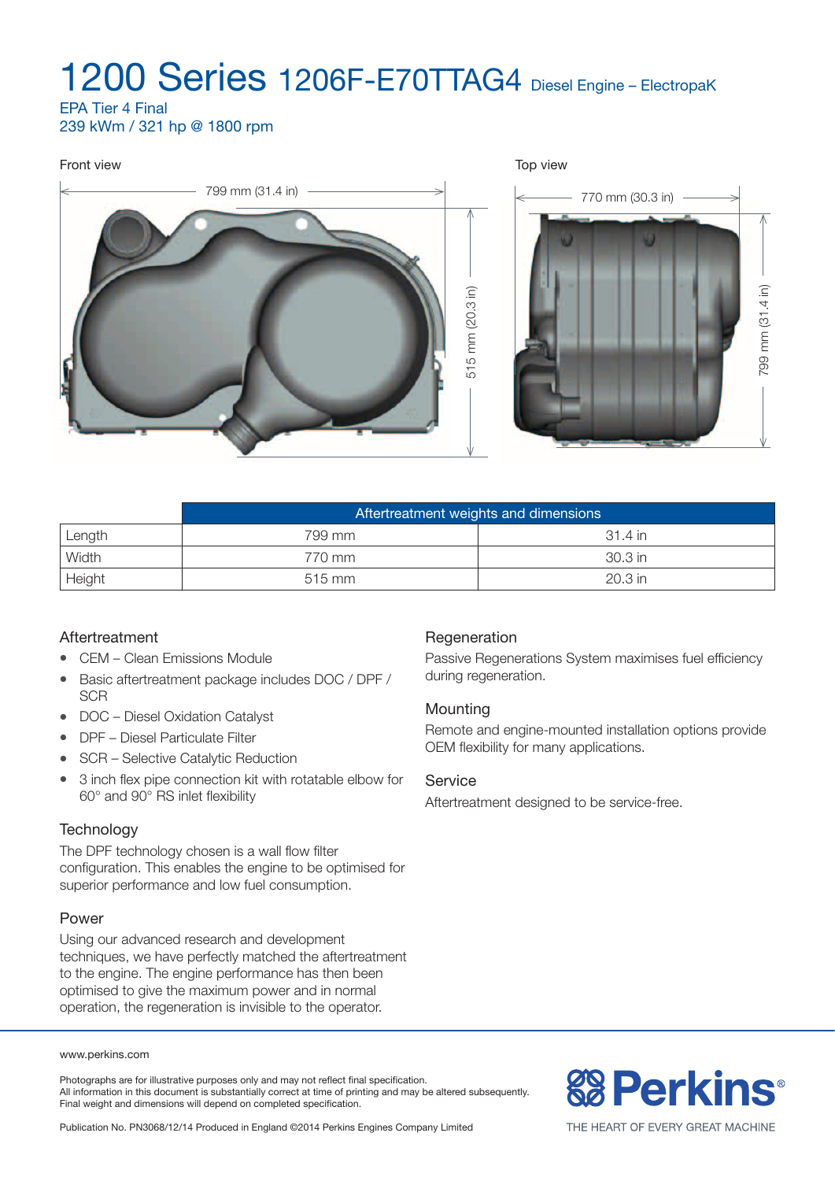# 1200 Series 1206F-E70TTAG4 Diesel Engine – ElectropaK

EPA Tier 4 Final
239 kWm / 321 hp @ 1800 rpm

Front view

799 mm (31.4 in)

515 mm (20.3 in)

Top view

770 mm (30.3 in)

799 mm (31.4 in)

| | Aftertreatment weights and dimensions | |
|---|---|---|
| Length | 799 mm | 31.4 in |
| Width | 770 mm | 30.3 in |
| Height | 515 mm | 20.3 in |

## Aftertreatment

- CEM – Clean Emissions Module
- Basic aftertreatment package includes DOC / DPF / SCR
- DOC – Diesel Oxidation Catalyst
- DPF – Diesel Particulate Filter
- SCR – Selective Catalytic Reduction
- 3 inch flex pipe connection kit with rotatable elbow for 60° and 90° RS inlet flexibility

## Technology

The DPF technology chosen is a wall flow filter configuration. This enables the engine to be optimised for superior performance and low fuel consumption.

## Power

Using our advanced research and development techniques, we have perfectly matched the aftertreatment to the engine. The engine performance has then been optimised to give the maximum power and in normal operation, the regeneration is invisible to the operator.

## Regeneration

Passive Regenerations System maximises fuel efficiency during regeneration.

## Mounting

Remote and engine-mounted installation options provide OEM flexibility for many applications.

## Service

Aftertreatment designed to be service-free.

www.perkins.com

Photographs are for illustrative purposes only and may not reflect final specification.
All information in this document is substantially correct at time of printing and may be altered subsequently.
Final weight and dimensions will depend on completed specification.

Publication No. PN3068/12/14 Produced in England ©2014 Perkins Engines Company Limited

Perkins®
THE HEART OF EVERY GREAT MACHINE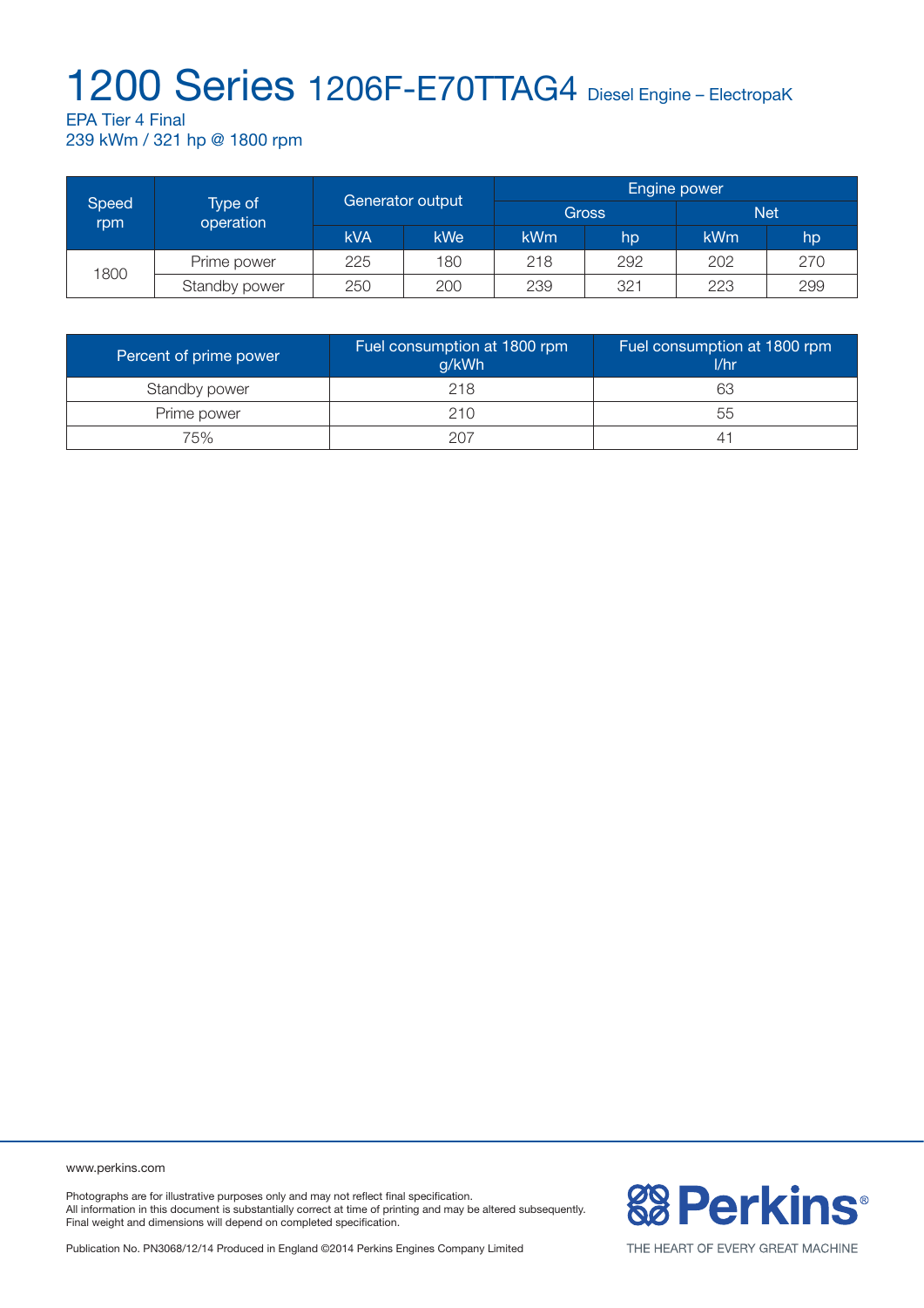# 1200 Series 1206F-E70TTAG4 Diesel Engine – ElectropaK

EPA Tier 4 Final
239 kWm / 321 hp @ 1800 rpm

| Speed rpm | Type of operation | Generator output | | Engine power | | | |
|---|---|---|---|---|---|---|---|
| | | | | Gross | | Net | |
| | | kVA | kWe | kWm | hp | kWm | hp |
| 1800 | Prime power | 225 | 180 | 218 | 292 | 202 | 270 |
| | Standby power | 250 | 200 | 239 | 321 | 223 | 299 |

| Percent of prime power | Fuel consumption at 1800 rpm g/kWh | Fuel consumption at 1800 rpm l/hr |
|---|---|---|
| Standby power | 218 | 63 |
| Prime power | 210 | 55 |
| 75% | 207 | 41 |

www.perkins.com

Photographs are for illustrative purposes only and may not reflect final specification.
All information in this document is substantially correct at time of printing and may be altered subsequently.
Final weight and dimensions will depend on completed specification.

Publication No. PN3068/12/14 Produced in England ©2014 Perkins Engines Company Limited

Perkins®
THE HEART OF EVERY GREAT MACHINE